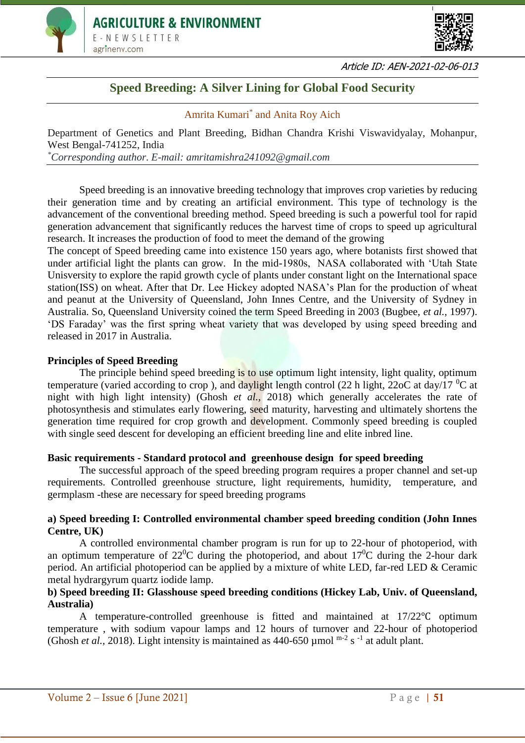Article ID: AEN-2021-02-06-013

# Speed Breeding: A Silver Lining for Global Food Security

Amrita Kumari* and Anita Roy Aich

Department of Genetics and Plant Breeding, Bidhan Chandra Krishi Viswavidyalay, Mohanpur, West Bengal-741252, India

*Corresponding author. E-mail: amritamishra241092@gmail.com*

Speed breeding is an innovative breeding technology that improves crop varieties by reducing their generation time and by creating an artificial environment. This type of technology is the advancement of the conventional breeding method. Speed breeding is such a powerful tool for rapid generation advancement that significantly reduces the harvest time of crops to speed up agricultural research. It increases the production of food to meet the demand of the growing

The concept of Speed breeding came into existence 150 years ago, where botanists first showed that under artificial light the plants can grow. In the mid-1980s, NASA collaborated with 'Utah State Unisversity to explore the rapid growth cycle of plants under constant light on the International space station(ISS) on wheat. After that Dr. Lee Hickey adopted NASA's Plan for the production of wheat and peanut at the University of Queensland, John Innes Centre, and the University of Sydney in Australia. So, Queensland University coined the term Speed Breeding in 2003 (Bugbee, *et al.*, 1997). 'DS Faraday' was the first spring wheat variety that was developed by using speed breeding and released in 2017 in Australia.

## Principles of Speed Breeding

The principle behind speed breeding is to use optimum light intensity, light quality, optimum temperature (varied according to crop ), and daylight length control (22 h light, 22oC at day/17 $^0$C at night with high light intensity) (Ghosh *et al.*, 2018) which generally accelerates the rate of photosynthesis and stimulates early flowering, seed maturity, harvesting and ultimately shortens the generation time required for crop growth and development. Commonly speed breeding is coupled with single seed descent for developing an efficient breeding line and elite inbred line.

## Basic requirements - Standard protocol and greenhouse design for speed breeding

The successful approach of the speed breeding program requires a proper channel and set-up requirements. Controlled greenhouse structure, light requirements, humidity, temperature, and germplasm -these are necessary for speed breeding programs

### a) Speed breeding I: Controlled environmental chamber speed breeding condition (John Innes Centre, UK)

A controlled environmental chamber program is run for up to 22-hour of photoperiod, with an optimum temperature of 22$^0$C during the photoperiod, and about 17$^0$C during the 2-hour dark period. An artificial photoperiod can be applied by a mixture of white LED, far-red LED & Ceramic metal hydrargyrum quartz iodide lamp.

### b) Speed breeding II: Glasshouse speed breeding conditions (Hickey Lab, Univ. of Queensland, Australia)

A temperature-controlled greenhouse is fitted and maintained at 17/22℃ optimum temperature , with sodium vapour lamps and 12 hours of turnover and 22-hour of photoperiod (Ghosh *et al.*, 2018). Light intensity is maintained as 440-650 µmol $^{m-2}$ s $^{-1}$ at adult plant.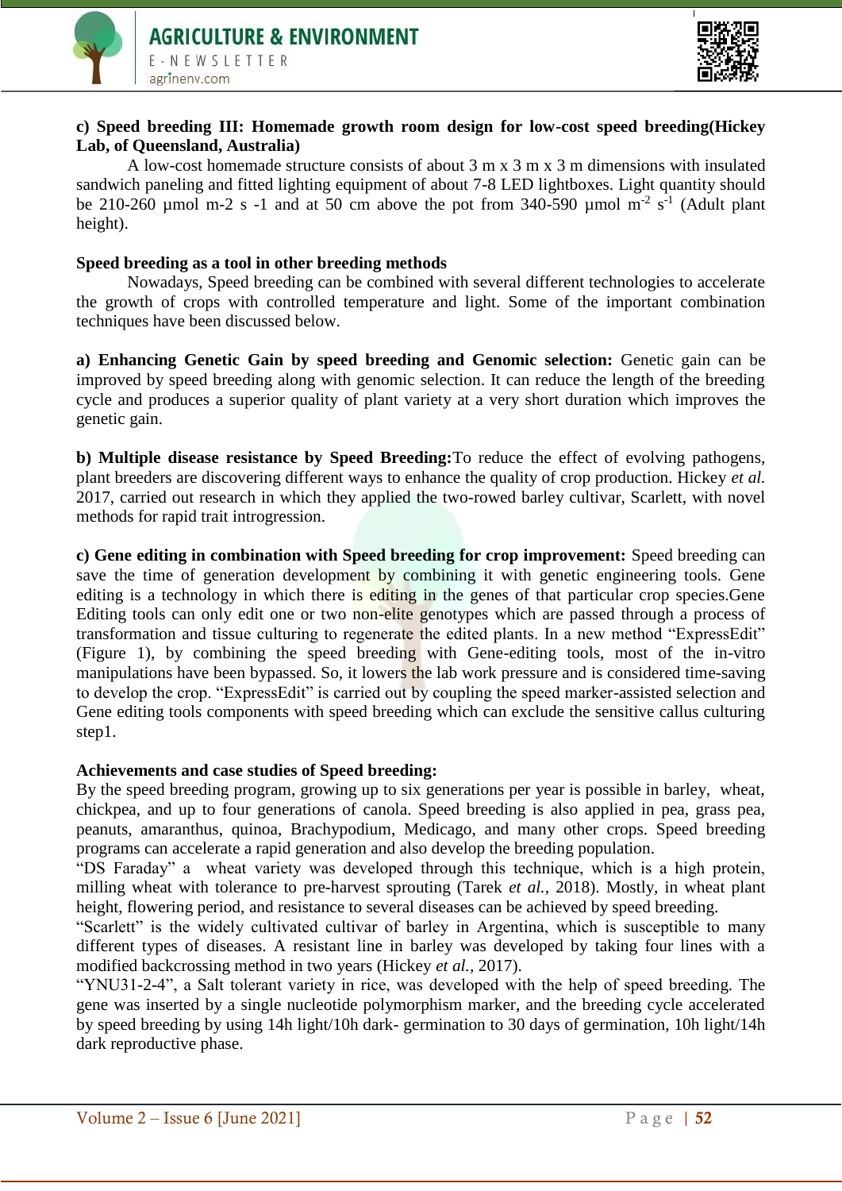**c) Speed breeding III: Homemade growth room design for low-cost speed breeding(Hickey Lab, of Queensland, Australia)**

A low-cost homemade structure consists of about 3 m x 3 m x 3 m dimensions with insulated sandwich paneling and fitted lighting equipment of about 7-8 LED lightboxes. Light quantity should be 210-260 µmol m-2 s -1 and at 50 cm above the pot from 340-590 µmol $m^{-2}$ $s^{-1}$ (Adult plant height).

**Speed breeding as a tool in other breeding methods**

Nowadays, Speed breeding can be combined with several different technologies to accelerate the growth of crops with controlled temperature and light. Some of the important combination techniques have been discussed below.

**a) Enhancing Genetic Gain by speed breeding and Genomic selection:** Genetic gain can be improved by speed breeding along with genomic selection. It can reduce the length of the breeding cycle and produces a superior quality of plant variety at a very short duration which improves the genetic gain.

**b) Multiple disease resistance by Speed Breeding:**To reduce the effect of evolving pathogens, plant breeders are discovering different ways to enhance the quality of crop production. Hickey *et al.* 2017, carried out research in which they applied the two-rowed barley cultivar, Scarlett, with novel methods for rapid trait introgression.

**c) Gene editing in combination with Speed breeding for crop improvement:** Speed breeding can save the time of generation development by combining it with genetic engineering tools. Gene editing is a technology in which there is editing in the genes of that particular crop species.Gene Editing tools can only edit one or two non-elite genotypes which are passed through a process of transformation and tissue culturing to regenerate the edited plants. In a new method "ExpressEdit" (Figure 1), by combining the speed breeding with Gene-editing tools, most of the in-vitro manipulations have been bypassed. So, it lowers the lab work pressure and is considered time-saving to develop the crop. "ExpressEdit" is carried out by coupling the speed marker-assisted selection and Gene editing tools components with speed breeding which can exclude the sensitive callus culturing step1.

**Achievements and case studies of Speed breeding:**

By the speed breeding program, growing up to six generations per year is possible in barley, wheat, chickpea, and up to four generations of canola. Speed breeding is also applied in pea, grass pea, peanuts, amaranthus, quinoa, Brachypodium, Medicago, and many other crops. Speed breeding programs can accelerate a rapid generation and also develop the breeding population.

"DS Faraday" a wheat variety was developed through this technique, which is a high protein, milling wheat with tolerance to pre-harvest sprouting (Tarek *et al.*, 2018). Mostly, in wheat plant height, flowering period, and resistance to several diseases can be achieved by speed breeding.

"Scarlett" is the widely cultivated cultivar of barley in Argentina, which is susceptible to many different types of diseases. A resistant line in barley was developed by taking four lines with a modified backcrossing method in two years (Hickey *et al.*, 2017).

"YNU31-2-4", a Salt tolerant variety in rice, was developed with the help of speed breeding. The gene was inserted by a single nucleotide polymorphism marker, and the breeding cycle accelerated by speed breeding by using 14h light/10h dark- germination to 30 days of germination, 10h light/14h dark reproductive phase.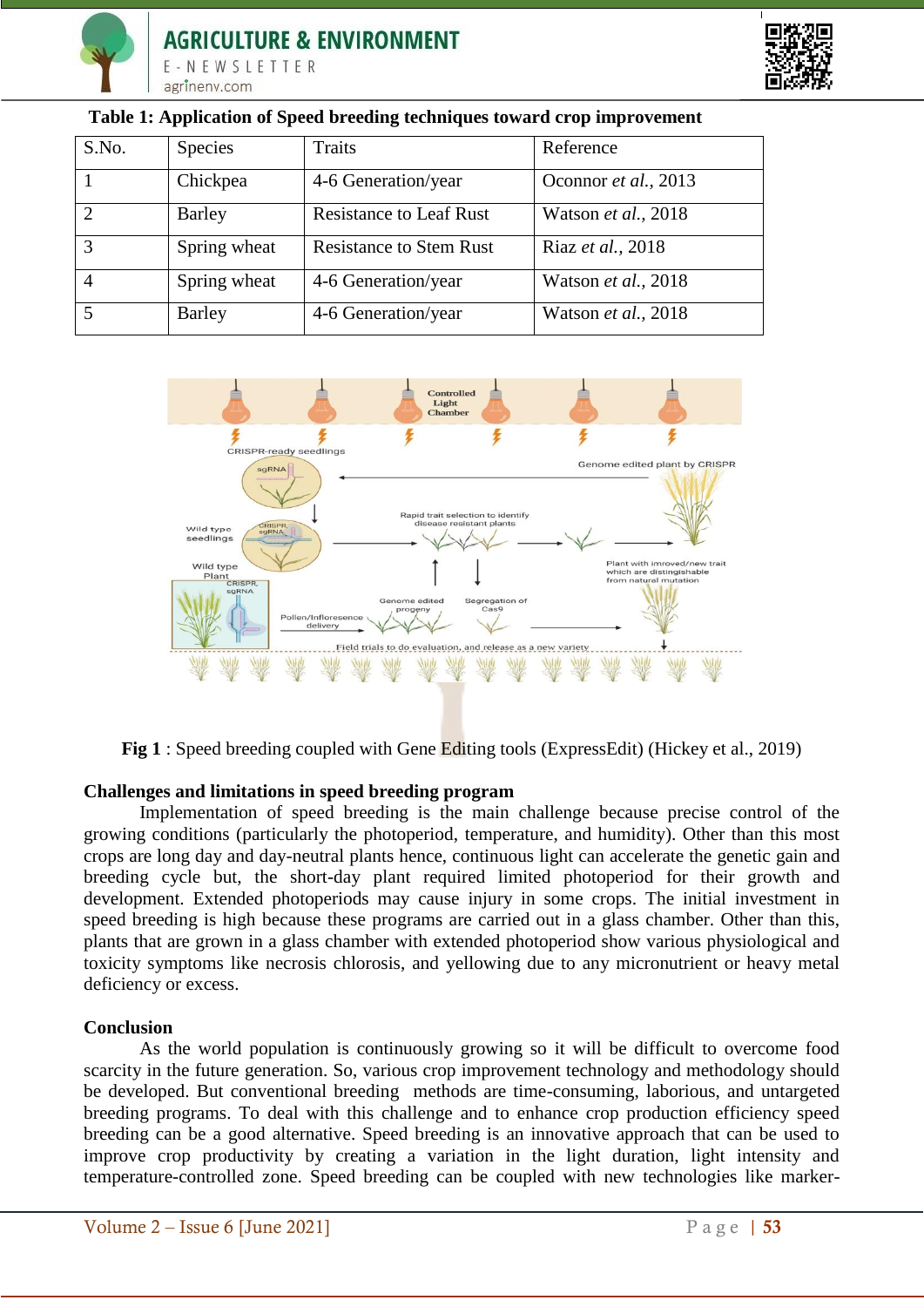**Table 1: Application of Speed breeding techniques toward crop improvement**

| S.No. | Species | Traits | Reference |
|---|---|---|---|
| 1 | Chickpea | 4-6 Generation/year | Oconnor *et al.*, 2013 |
| 2 | Barley | Resistance to Leaf Rust | Watson *et al.*, 2018 |
| 3 | Spring wheat | Resistance to Stem Rust | Riaz *et al.*, 2018 |
| 4 | Spring wheat | 4-6 Generation/year | Watson *et al.*, 2018 |
| 5 | Barley | 4-6 Generation/year | Watson *et al.*, 2018 |

**Fig 1** : Speed breeding coupled with Gene Editing tools (ExpressEdit) (Hickey et al., 2019)

**Challenges and limitations in speed breeding program**

Implementation of speed breeding is the main challenge because precise control of the growing conditions (particularly the photoperiod, temperature, and humidity). Other than this most crops are long day and day-neutral plants hence, continuous light can accelerate the genetic gain and breeding cycle but, the short-day plant required limited photoperiod for their growth and development. Extended photoperiods may cause injury in some crops. The initial investment in speed breeding is high because these programs are carried out in a glass chamber. Other than this, plants that are grown in a glass chamber with extended photoperiod show various physiological and toxicity symptoms like necrosis chlorosis, and yellowing due to any micronutrient or heavy metal deficiency or excess.

**Conclusion**

As the world population is continuously growing so it will be difficult to overcome food scarcity in the future generation. So, various crop improvement technology and methodology should be developed. But conventional breeding methods are time-consuming, laborious, and untargeted breeding programs. To deal with this challenge and to enhance crop production efficiency speed breeding can be a good alternative. Speed breeding is an innovative approach that can be used to improve crop productivity by creating a variation in the light duration, light intensity and temperature-controlled zone. Speed breeding can be coupled with new technologies like marker-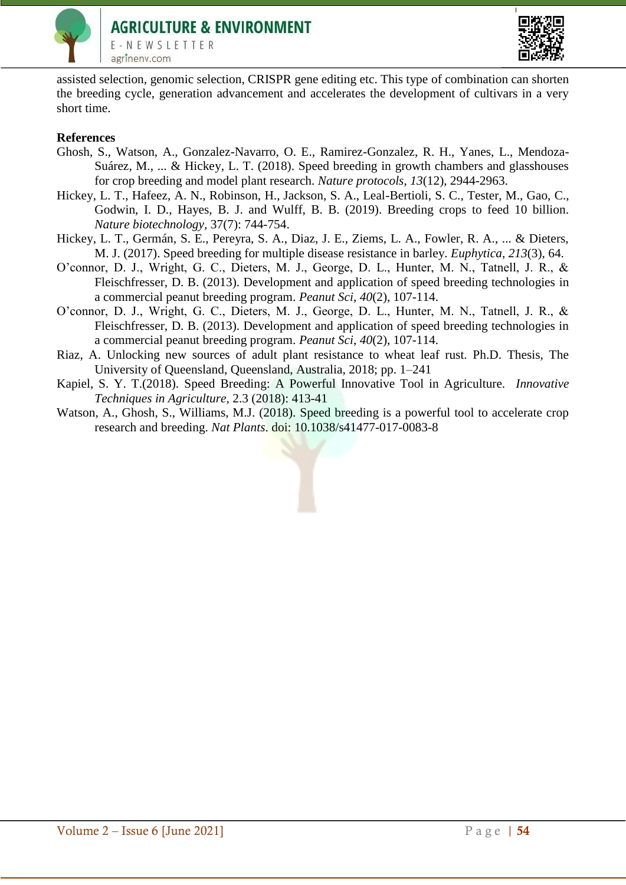assisted selection, genomic selection, CRISPR gene editing etc. This type of combination can shorten the breeding cycle, generation advancement and accelerates the development of cultivars in a very short time.

**References**

Ghosh, S., Watson, A., Gonzalez-Navarro, O. E., Ramirez-Gonzalez, R. H., Yanes, L., Mendoza-Suárez, M., ... & Hickey, L. T. (2018). Speed breeding in growth chambers and glasshouses for crop breeding and model plant research. *Nature protocols*, *13*(12), 2944-2963.

Hickey, L. T., Hafeez, A. N., Robinson, H., Jackson, S. A., Leal-Bertioli, S. C., Tester, M., Gao, C., Godwin, I. D., Hayes, B. J. and Wulff, B. B. (2019). Breeding crops to feed 10 billion. *Nature biotechnology*, 37(7): 744-754.

Hickey, L. T., Germán, S. E., Pereyra, S. A., Diaz, J. E., Ziems, L. A., Fowler, R. A., ... & Dieters, M. J. (2017). Speed breeding for multiple disease resistance in barley. *Euphytica*, *213*(3), 64.

O'connor, D. J., Wright, G. C., Dieters, M. J., George, D. L., Hunter, M. N., Tatnell, J. R., & Fleischfresser, D. B. (2013). Development and application of speed breeding technologies in a commercial peanut breeding program. *Peanut Sci*, *40*(2), 107-114.

O'connor, D. J., Wright, G. C., Dieters, M. J., George, D. L., Hunter, M. N., Tatnell, J. R., & Fleischfresser, D. B. (2013). Development and application of speed breeding technologies in a commercial peanut breeding program. *Peanut Sci*, *40*(2), 107-114.

Riaz, A. Unlocking new sources of adult plant resistance to wheat leaf rust. Ph.D. Thesis, The University of Queensland, Queensland, Australia, 2018; pp. 1–241

Kapiel, S. Y. T.(2018). Speed Breeding: A Powerful Innovative Tool in Agriculture. *Innovative Techniques in Agriculture*, 2.3 (2018): 413-41

Watson, A., Ghosh, S., Williams, M.J. (2018). Speed breeding is a powerful tool to accelerate crop research and breeding. *Nat Plants*. doi: 10.1038/s41477-017-0083-8